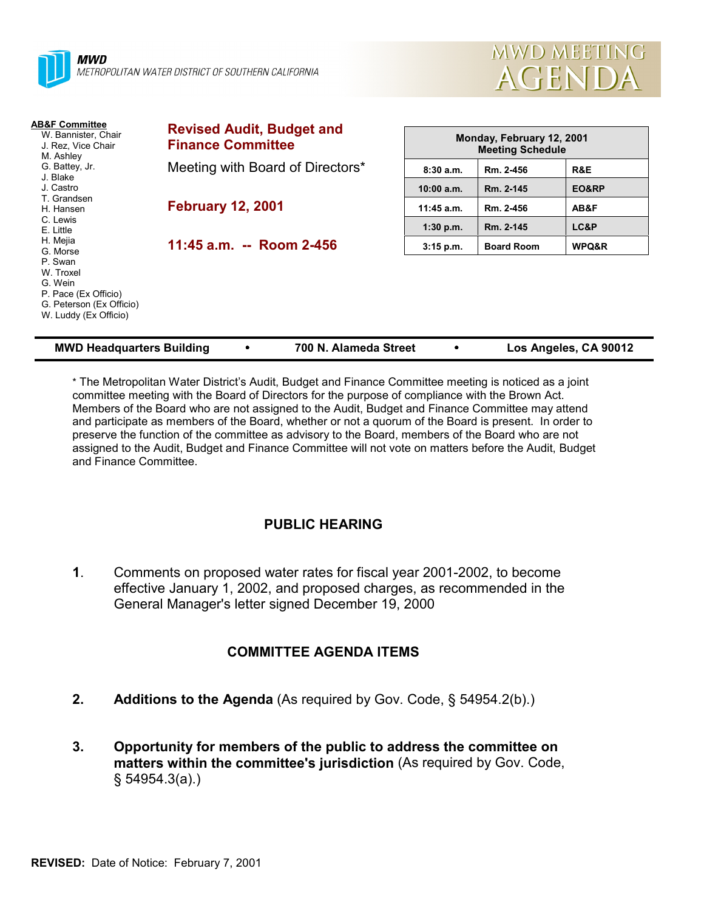MWD
METROPOLITAN WATER DISTRICT OF SOUTHERN CALIFORNIA

# MWD MEETING AGENDA

**AB&F Committee**
W. Bannister, Chair
J. Rez, Vice Chair
M. Ashley
G. Battey, Jr.
J. Blake
J. Castro
T. Grandsen
H. Hansen
C. Lewis
E. Little
H. Mejia
G. Morse
P. Swan
W. Troxel
G. Wein
P. Pace (Ex Officio)
G. Peterson (Ex Officio)
W. Luddy (Ex Officio)

## Revised Audit, Budget and Finance Committee

Meeting with Board of Directors*

**February 12, 2001**

**11:45 a.m. -- Room 2-456**

| Monday, February 12, 2001 Meeting Schedule | | |
|---|---|---|
| 8:30 a.m. | Rm. 2-456 | R&E |
| 10:00 a.m. | Rm. 2-145 | EO&RP |
| 11:45 a.m. | Rm. 2-456 | AB&F |
| 1:30 p.m. | Rm. 2-145 | LC&P |
| 3:15 p.m. | Board Room | WPQ&R |

**MWD Headquarters Building • 700 N. Alameda Street • Los Angeles, CA 90012**

* The Metropolitan Water District's Audit, Budget and Finance Committee meeting is noticed as a joint committee meeting with the Board of Directors for the purpose of compliance with the Brown Act. Members of the Board who are not assigned to the Audit, Budget and Finance Committee may attend and participate as members of the Board, whether or not a quorum of the Board is present. In order to preserve the function of the committee as advisory to the Board, members of the Board who are not assigned to the Audit, Budget and Finance Committee will not vote on matters before the Audit, Budget and Finance Committee.

### PUBLIC HEARING

**1**. Comments on proposed water rates for fiscal year 2001-2002, to become effective January 1, 2002, and proposed charges, as recommended in the General Manager's letter signed December 19, 2000

### COMMITTEE AGENDA ITEMS

**2. Additions to the Agenda** (As required by Gov. Code, § 54954.2(b).)

**3. Opportunity for members of the public to address the committee on matters within the committee's jurisdiction** (As required by Gov. Code, § 54954.3(a).)

**REVISED:** Date of Notice: February 7, 2001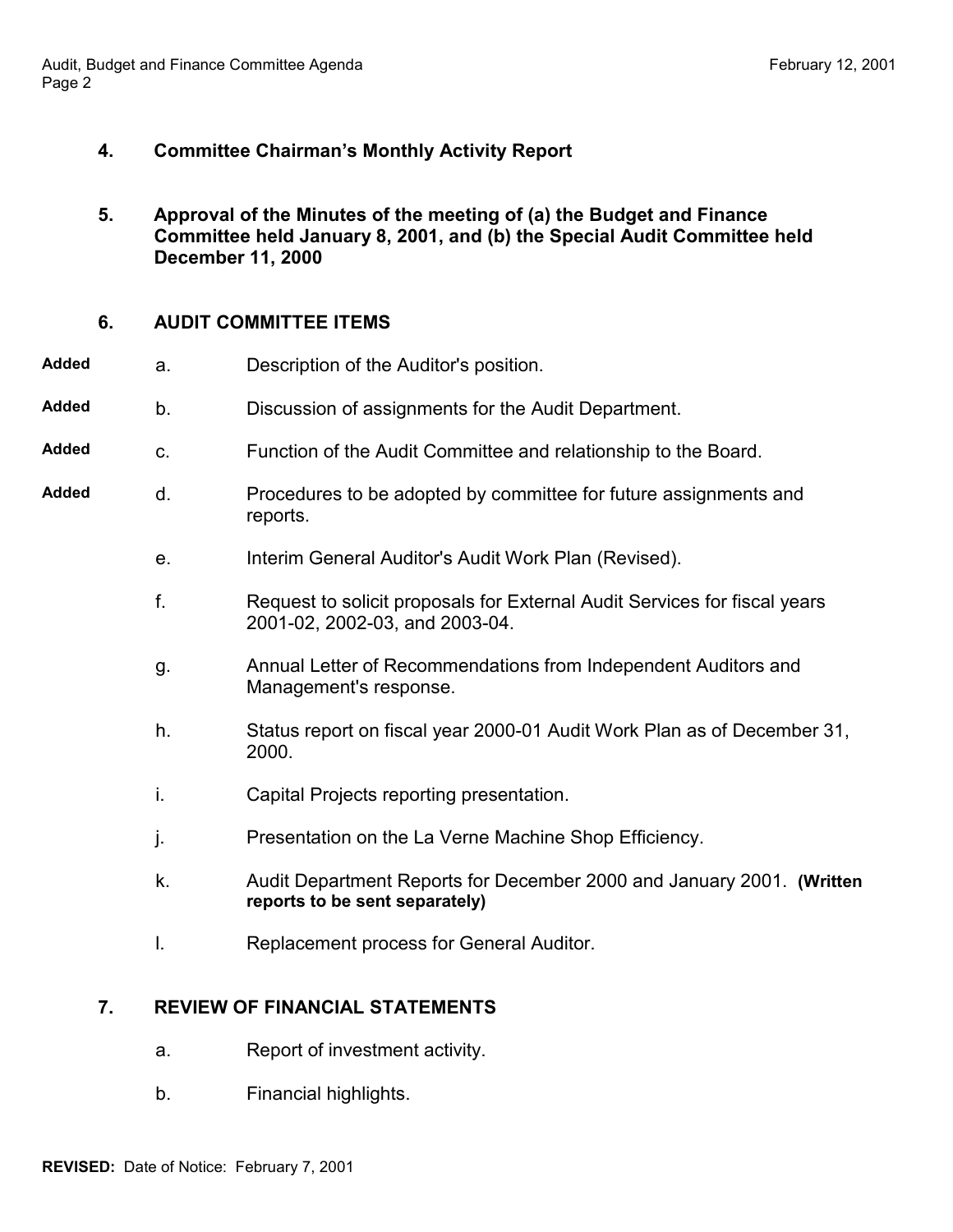**4. Committee Chairman's Monthly Activity Report**

**5. Approval of the Minutes of the meeting of (a) the Budget and Finance Committee held January 8, 2001, and (b) the Special Audit Committee held December 11, 2000**

**6. AUDIT COMMITTEE ITEMS**

**Added** a. Description of the Auditor's position.

**Added** b. Discussion of assignments for the Audit Department.

**Added** c. Function of the Audit Committee and relationship to the Board.

**Added** d. Procedures to be adopted by committee for future assignments and reports.

e. Interim General Auditor's Audit Work Plan (Revised).

f. Request to solicit proposals for External Audit Services for fiscal years 2001-02, 2002-03, and 2003-04.

g. Annual Letter of Recommendations from Independent Auditors and Management's response.

h. Status report on fiscal year 2000-01 Audit Work Plan as of December 31, 2000.

i. Capital Projects reporting presentation.

j. Presentation on the La Verne Machine Shop Efficiency.

k. Audit Department Reports for December 2000 and January 2001. **(Written reports to be sent separately)**

l. Replacement process for General Auditor.

**7. REVIEW OF FINANCIAL STATEMENTS**

a. Report of investment activity.

b. Financial highlights.

**REVISED:** Date of Notice: February 7, 2001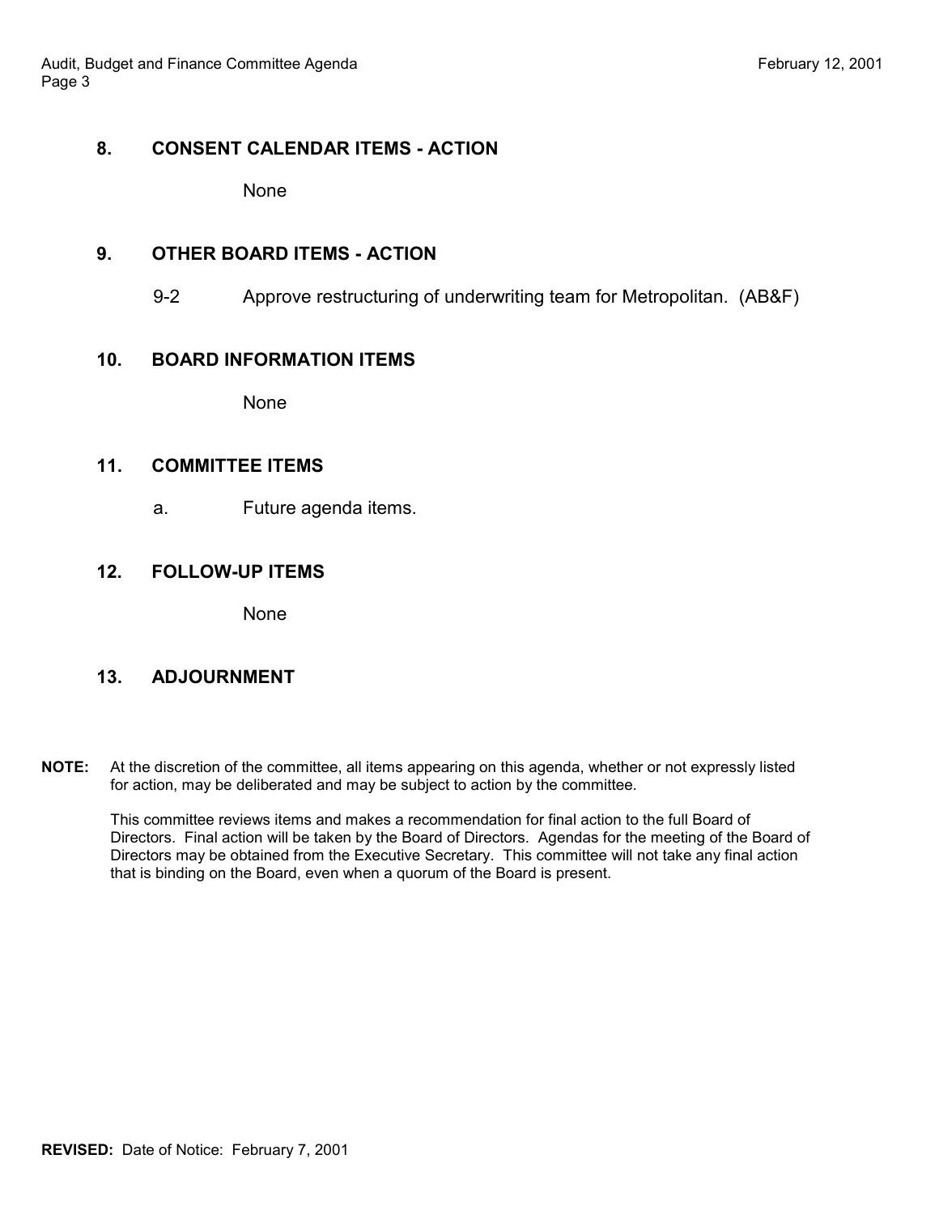## 8. CONSENT CALENDAR ITEMS - ACTION

None

## 9. OTHER BOARD ITEMS - ACTION

9-2 Approve restructuring of underwriting team for Metropolitan. (AB&F)

## 10. BOARD INFORMATION ITEMS

None

## 11. COMMITTEE ITEMS

a. Future agenda items.

## 12. FOLLOW-UP ITEMS

None

## 13. ADJOURNMENT

**NOTE:** At the discretion of the committee, all items appearing on this agenda, whether or not expressly listed for action, may be deliberated and may be subject to action by the committee.

This committee reviews items and makes a recommendation for final action to the full Board of Directors. Final action will be taken by the Board of Directors. Agendas for the meeting of the Board of Directors may be obtained from the Executive Secretary. This committee will not take any final action that is binding on the Board, even when a quorum of the Board is present.

**REVISED:** Date of Notice: February 7, 2001